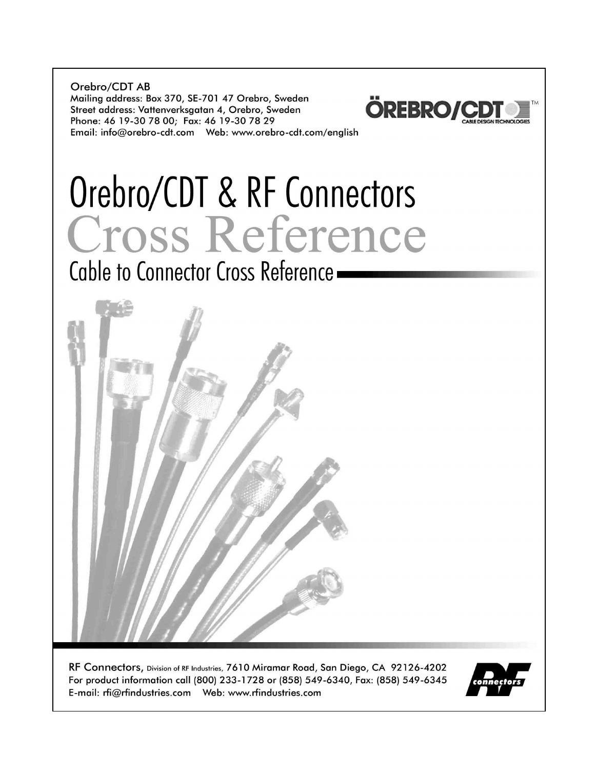Orebro/CDT AB
Mailing address: Box 370, SE-701 47 Orebro, Sweden
Street address: Vattenverksgatan 4, Orebro, Sweden
Phone: 46 19-30 78 00; Fax: 46 19-30 78 29
Email: info@orebro-cdt.com Web: www.orebro-cdt.com/english

ÖREBRO/CDT™
CABLE DESIGN TECHNOLOGIES

# Orebro/CDT & RF Connectors Cross Reference

## Cable to Connector Cross Reference

RF Connectors, Division of RF Industries, 7610 Miramar Road, San Diego, CA 92126-4202
For product information call (800) 233-1728 or (858) 549-6340, Fax: (858) 549-6345
E-mail: rfi@rfindustries.com Web: www.rfindustries.com

RF connectors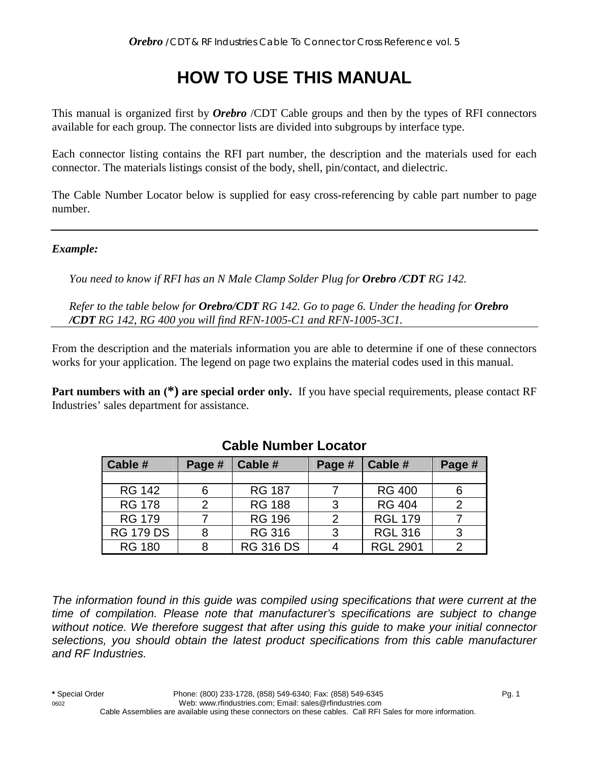# HOW TO USE THIS MANUAL

This manual is organized first by ***Orebro*** /CDT Cable groups and then by the types of RFI connectors available for each group. The connector lists are divided into subgroups by interface type.

Each connector listing contains the RFI part number, the description and the materials used for each connector. The materials listings consist of the body, shell, pin/contact, and dielectric.

The Cable Number Locator below is supplied for easy cross-referencing by cable part number to page number.

---

***Example:***

*You need to know if RFI has an N Male Clamp Solder Plug for **Orebro /CDT** RG 142.*

*Refer to the table below for **Orebro/CDT** RG 142. Go to page 6. Under the heading for **Orebro /CDT** RG 142, RG 400 you will find RFN-1005-C1 and RFN-1005-3C1.*

---

From the description and the materials information you are able to determine if one of these connectors works for your application. The legend on page two explains the material codes used in this manual.

**Part numbers with an (*) are special order only.** If you have special requirements, please contact RF Industries' sales department for assistance.

### Cable Number Locator

| Cable # | Page # | Cable # | Page # | Cable # | Page # |
|---|---|---|---|---|---|
| | | | | | |
| RG 142 | 6 | RG 187 | 7 | RG 400 | 6 |
| RG 178 | 2 | RG 188 | 3 | RG 404 | 2 |
| RG 179 | 7 | RG 196 | 2 | RGL 179 | 7 |
| RG 179 DS | 8 | RG 316 | 3 | RGL 316 | 3 |
| RG 180 | 8 | RG 316 DS | 4 | RGL 2901 | 2 |

*The information found in this guide was compiled using specifications that were current at the time of compilation. Please note that manufacturer's specifications are subject to change without notice. We therefore suggest that after using this guide to make your initial connector selections, you should obtain the latest product specifications from this cable manufacturer and RF Industries.*

**\*** Special Order Phone: (800) 233-1728, (858) 549-6340; Fax: (858) 549-6345
0602 Web: www.rfindustries.com; Email: sales@rfindustries.com
Cable Assemblies are available using these connectors on these cables. Call RFI Sales for more information.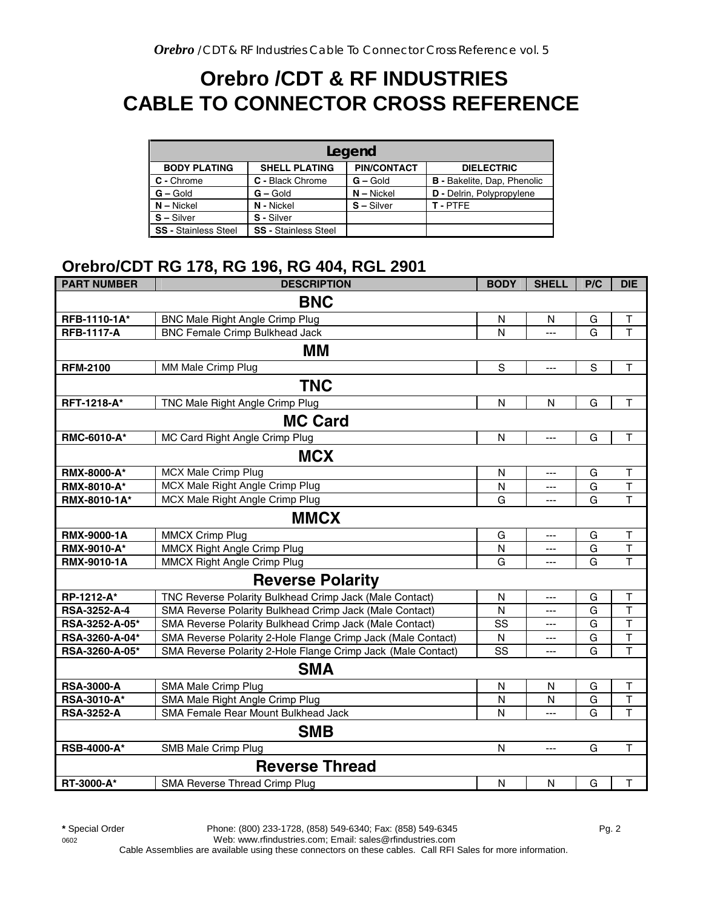# Orebro /CDT & RF INDUSTRIES
# CABLE TO CONNECTOR CROSS REFERENCE

| Legend | | | |
|---|---|---|---|
| **BODY PLATING** | **SHELL PLATING** | **PIN/CONTACT** | **DIELECTRIC** |
| **C -** Chrome | **C -** Black Chrome | **G –** Gold | **B -** Bakelite, Dap, Phenolic |
| **G –** Gold | **G –** Gold | **N –** Nickel | **D -** Delrin, Polypropylene |
| **N –** Nickel | **N -** Nickel | **S –** Silver | **T -** PTFE |
| **S –** Silver | **S -** Silver | | |
| **SS -** Stainless Steel | **SS -** Stainless Steel | | |

## Orebro/CDT RG 178, RG 196, RG 404, RGL 2901

| PART NUMBER | DESCRIPTION | BODY | SHELL | P/C | DIE |
|---|---|---|---|---|---|
| | **BNC** | | | | |
| **RFB-1110-1A*** | BNC Male Right Angle Crimp Plug | N | N | G | T |
| **RFB-1117-A** | BNC Female Crimp Bulkhead Jack | N | --- | G | T |
| | **MM** | | | | |
| **RFM-2100** | MM Male Crimp Plug | S | --- | S | T |
| | **TNC** | | | | |
| **RFT-1218-A*** | TNC Male Right Angle Crimp Plug | N | N | G | T |
| | **MC Card** | | | | |
| **RMC-6010-A*** | MC Card Right Angle Crimp Plug | N | --- | G | T |
| | **MCX** | | | | |
| **RMX-8000-A*** | MCX Male Crimp Plug | N | --- | G | T |
| **RMX-8010-A*** | MCX Male Right Angle Crimp Plug | N | --- | G | T |
| **RMX-8010-1A*** | MCX Male Right Angle Crimp Plug | G | --- | G | T |
| | **MMCX** | | | | |
| **RMX-9000-1A** | MMCX Crimp Plug | G | --- | G | T |
| **RMX-9010-A*** | MMCX Right Angle Crimp Plug | N | --- | G | T |
| **RMX-9010-1A** | MMCX Right Angle Crimp Plug | G | --- | G | T |
| | **Reverse Polarity** | | | | |
| **RP-1212-A*** | TNC Reverse Polarity Bulkhead Crimp Jack (Male Contact) | N | --- | G | T |
| **RSA-3252-A-4** | SMA Reverse Polarity Bulkhead Crimp Jack (Male Contact) | N | --- | G | T |
| **RSA-3252-A-05*** | SMA Reverse Polarity Bulkhead Crimp Jack (Male Contact) | SS | --- | G | T |
| **RSA-3260-A-04*** | SMA Reverse Polarity 2-Hole Flange Crimp Jack (Male Contact) | N | --- | G | T |
| **RSA-3260-A-05*** | SMA Reverse Polarity 2-Hole Flange Crimp Jack (Male Contact) | SS | --- | G | T |
| | **SMA** | | | | |
| **RSA-3000-A** | SMA Male Crimp Plug | N | N | G | T |
| **RSA-3010-A*** | SMA Male Right Angle Crimp Plug | N | N | G | T |
| **RSA-3252-A** | SMA Female Rear Mount Bulkhead Jack | N | --- | G | T |
| | **SMB** | | | | |
| **RSB-4000-A*** | SMB Male Crimp Plug | N | --- | G | T |
| | **Reverse Thread** | | | | |
| **RT-3000-A*** | SMA Reverse Thread Crimp Plug | N | N | G | T |

**\*** Special Order — Phone: (800) 233-1728, (858) 549-6340; Fax: (858) 549-6345

0602 — Web: www.rfindustries.com; Email: sales@rfindustries.com

Cable Assemblies are available using these connectors on these cables. Call RFI Sales for more information.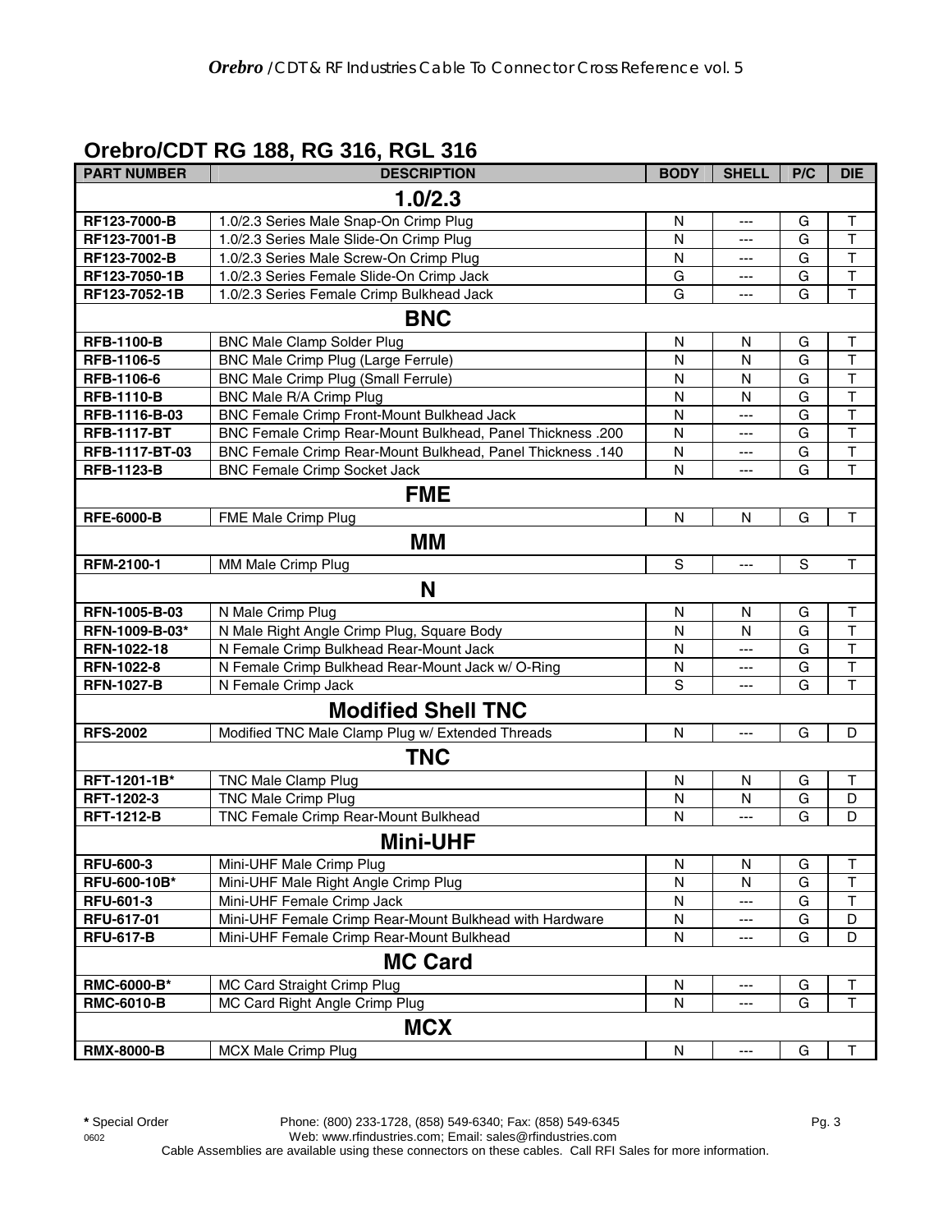## Orebro/CDT RG 188, RG 316, RGL 316

| PART NUMBER | DESCRIPTION | BODY | SHELL | P/C | DIE |
|---|---|---|---|---|---|
| **1.0/2.3** | | | | | |
| RF123-7000-B | 1.0/2.3 Series Male Snap-On Crimp Plug | N | --- | G | T |
| RF123-7001-B | 1.0/2.3 Series Male Slide-On Crimp Plug | N | --- | G | T |
| RF123-7002-B | 1.0/2.3 Series Male Screw-On Crimp Plug | N | --- | G | T |
| RF123-7050-1B | 1.0/2.3 Series Female Slide-On Crimp Jack | G | --- | G | T |
| RF123-7052-1B | 1.0/2.3 Series Female Crimp Bulkhead Jack | G | --- | G | T |
| **BNC** | | | | | |
| RFB-1100-B | BNC Male Clamp Solder Plug | N | N | G | T |
| RFB-1106-5 | BNC Male Crimp Plug (Large Ferrule) | N | N | G | T |
| RFB-1106-6 | BNC Male Crimp Plug (Small Ferrule) | N | N | G | T |
| RFB-1110-B | BNC Male R/A Crimp Plug | N | N | G | T |
| RFB-1116-B-03 | BNC Female Crimp Front-Mount Bulkhead Jack | N | --- | G | T |
| RFB-1117-BT | BNC Female Crimp Rear-Mount Bulkhead, Panel Thickness .200 | N | --- | G | T |
| RFB-1117-BT-03 | BNC Female Crimp Rear-Mount Bulkhead, Panel Thickness .140 | N | --- | G | T |
| RFB-1123-B | BNC Female Crimp Socket Jack | N | --- | G | T |
| **FME** | | | | | |
| RFE-6000-B | FME Male Crimp Plug | N | N | G | T |
| **MM** | | | | | |
| RFM-2100-1 | MM Male Crimp Plug | S | --- | S | T |
| **N** | | | | | |
| RFN-1005-B-03 | N Male Crimp Plug | N | N | G | T |
| RFN-1009-B-03* | N Male Right Angle Crimp Plug, Square Body | N | N | G | T |
| RFN-1022-18 | N Female Crimp Bulkhead Rear-Mount Jack | N | --- | G | T |
| RFN-1022-8 | N Female Crimp Bulkhead Rear-Mount Jack w/ O-Ring | N | --- | G | T |
| RFN-1027-B | N Female Crimp Jack | S | --- | G | T |
| **Modified Shell TNC** | | | | | |
| RFS-2002 | Modified TNC Male Clamp Plug w/ Extended Threads | N | --- | G | D |
| **TNC** | | | | | |
| RFT-1201-1B* | TNC Male Clamp Plug | N | N | G | T |
| RFT-1202-3 | TNC Male Crimp Plug | N | N | G | D |
| RFT-1212-B | TNC Female Crimp Rear-Mount Bulkhead | N | --- | G | D |
| **Mini-UHF** | | | | | |
| RFU-600-3 | Mini-UHF Male Crimp Plug | N | N | G | T |
| RFU-600-10B* | Mini-UHF Male Right Angle Crimp Plug | N | N | G | T |
| RFU-601-3 | Mini-UHF Female Crimp Jack | N | --- | G | T |
| RFU-617-01 | Mini-UHF Female Crimp Rear-Mount Bulkhead with Hardware | N | --- | G | D |
| RFU-617-B | Mini-UHF Female Crimp Rear-Mount Bulkhead | N | --- | G | D |
| **MC Card** | | | | | |
| RMC-6000-B* | MC Card Straight Crimp Plug | N | --- | G | T |
| RMC-6010-B | MC Card Right Angle Crimp Plug | N | --- | G | T |
| **MCX** | | | | | |
| RMX-8000-B | MCX Male Crimp Plug | N | --- | G | T |

**\*** Special Order

Phone: (800) 233-1728, (858) 549-6340; Fax: (858) 549-6345
Web: www.rfindustries.com; Email: sales@rfindustries.com
Cable Assemblies are available using these connectors on these cables. Call RFI Sales for more information.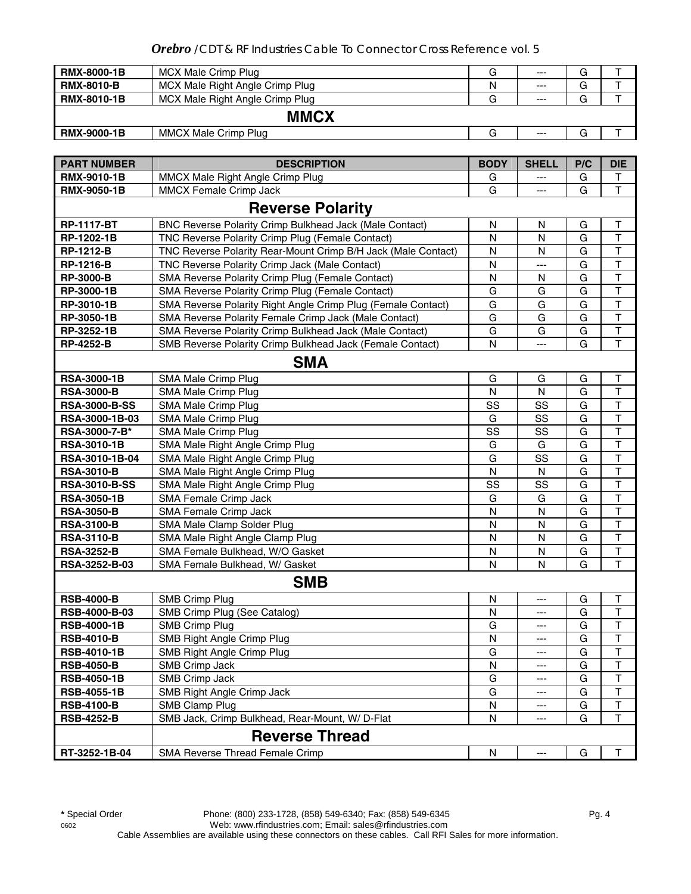| RMX-8000-1B | MCX Male Crimp Plug | G | --- | G | T |
|---|---|---|---|---|---|
| RMX-8010-B | MCX Male Right Angle Crimp Plug | N | --- | G | T |
| RMX-8010-1B | MCX Male Right Angle Crimp Plug | G | --- | G | T |
| | **MMCX** | | | | |
| RMX-9000-1B | MMCX Male Crimp Plug | G | --- | G | T |

| PART NUMBER | DESCRIPTION | BODY | SHELL | P/C | DIE |
|---|---|---|---|---|---|
| RMX-9010-1B | MMCX Male Right Angle Crimp Plug | G | --- | G | T |
| RMX-9050-1B | MMCX Female Crimp Jack | G | --- | G | T |
| | **Reverse Polarity** | | | | |
| RP-1117-BT | BNC Reverse Polarity Crimp Bulkhead Jack (Male Contact) | N | N | G | T |
| RP-1202-1B | TNC Reverse Polarity Crimp Plug (Female Contact) | N | N | G | T |
| RP-1212-B | TNC Reverse Polarity Rear-Mount Crimp B/H Jack (Male Contact) | N | N | G | T |
| RP-1216-B | TNC Reverse Polarity Crimp Jack (Male Contact) | N | --- | G | T |
| RP-3000-B | SMA Reverse Polarity Crimp Plug (Female Contact) | N | N | G | T |
| RP-3000-1B | SMA Reverse Polarity Crimp Plug (Female Contact) | G | G | G | T |
| RP-3010-1B | SMA Reverse Polarity Right Angle Crimp Plug (Female Contact) | G | G | G | T |
| RP-3050-1B | SMA Reverse Polarity Female Crimp Jack (Male Contact) | G | G | G | T |
| RP-3252-1B | SMA Reverse Polarity Crimp Bulkhead Jack (Male Contact) | G | G | G | T |
| RP-4252-B | SMB Reverse Polarity Crimp Bulkhead Jack (Female Contact) | N | --- | G | T |
| | **SMA** | | | | |
| RSA-3000-1B | SMA Male Crimp Plug | G | G | G | T |
| RSA-3000-B | SMA Male Crimp Plug | N | N | G | T |
| RSA-3000-B-SS | SMA Male Crimp Plug | SS | SS | G | T |
| RSA-3000-1B-03 | SMA Male Crimp Plug | G | SS | G | T |
| RSA-3000-7-B* | SMA Male Crimp Plug | SS | SS | G | T |
| RSA-3010-1B | SMA Male Right Angle Crimp Plug | G | G | G | T |
| RSA-3010-1B-04 | SMA Male Right Angle Crimp Plug | G | SS | G | T |
| RSA-3010-B | SMA Male Right Angle Crimp Plug | N | N | G | T |
| RSA-3010-B-SS | SMA Male Right Angle Crimp Plug | SS | SS | G | T |
| RSA-3050-1B | SMA Female Crimp Jack | G | G | G | T |
| RSA-3050-B | SMA Female Crimp Jack | N | N | G | T |
| RSA-3100-B | SMA Male Clamp Solder Plug | N | N | G | T |
| RSA-3110-B | SMA Male Right Angle Clamp Plug | N | N | G | T |
| RSA-3252-B | SMA Female Bulkhead, W/O Gasket | N | N | G | T |
| RSA-3252-B-03 | SMA Female Bulkhead, W/ Gasket | N | N | G | T |
| | **SMB** | | | | |
| RSB-4000-B | SMB Crimp Plug | N | --- | G | T |
| RSB-4000-B-03 | SMB Crimp Plug (See Catalog) | N | --- | G | T |
| RSB-4000-1B | SMB Crimp Plug | G | --- | G | T |
| RSB-4010-B | SMB Right Angle Crimp Plug | N | --- | G | T |
| RSB-4010-1B | SMB Right Angle Crimp Plug | G | --- | G | T |
| RSB-4050-B | SMB Crimp Jack | N | --- | G | T |
| RSB-4050-1B | SMB Crimp Jack | G | --- | G | T |
| RSB-4055-1B | SMB Right Angle Crimp Jack | G | --- | G | T |
| RSB-4100-B | SMB Clamp Plug | N | --- | G | T |
| RSB-4252-B | SMB Jack, Crimp Bulkhead, Rear-Mount, W/ D-Flat | N | --- | G | T |
| | **Reverse Thread** | | | | |
| RT-3252-1B-04 | SMA Reverse Thread Female Crimp | N | --- | G | T |

* Special Order

Phone: (800) 233-1728, (858) 549-6340; Fax: (858) 549-6345
Web: www.rfindustries.com; Email: sales@rfindustries.com
Cable Assemblies are available using these connectors on these cables. Call RFI Sales for more information.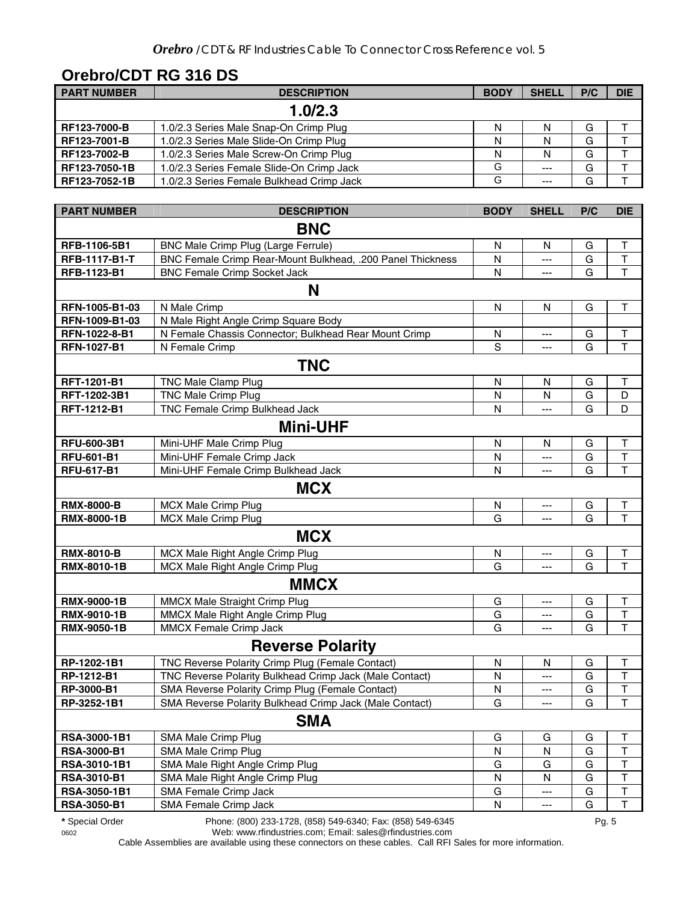## Orebro/CDT RG 316 DS

| PART NUMBER | DESCRIPTION | BODY | SHELL | P/C | DIE |
|---|---|---|---|---|---|
| **1.0/2.3** | | | | | |
| RF123-7000-B | 1.0/2.3 Series Male Snap-On Crimp Plug | N | N | G | T |
| RF123-7001-B | 1.0/2.3 Series Male Slide-On Crimp Plug | N | N | G | T |
| RF123-7002-B | 1.0/2.3 Series Male Screw-On Crimp Plug | N | N | G | T |
| RF123-7050-1B | 1.0/2.3 Series Female Slide-On Crimp Jack | G | --- | G | T |
| RF123-7052-1B | 1.0/2.3 Series Female Bulkhead Crimp Jack | G | --- | G | T |

| PART NUMBER | DESCRIPTION | BODY | SHELL | P/C | DIE |
|---|---|---|---|---|---|
| **BNC** | | | | | |
| RFB-1106-5B1 | BNC Male Crimp Plug (Large Ferrule) | N | N | G | T |
| RFB-1117-B1-T | BNC Female Crimp Rear-Mount Bulkhead, .200 Panel Thickness | N | --- | G | T |
| RFB-1123-B1 | BNC Female Crimp Socket Jack | N | --- | G | T |
| **N** | | | | | |
| RFN-1005-B1-03 | N Male Crimp | N | N | G | T |
| RFN-1009-B1-03 | N Male Right Angle Crimp Square Body | | | | |
| RFN-1022-8-B1 | N Female Chassis Connector; Bulkhead Rear Mount Crimp | N | --- | G | T |
| RFN-1027-B1 | N Female Crimp | S | --- | G | T |
| **TNC** | | | | | |
| RFT-1201-B1 | TNC Male Clamp Plug | N | N | G | T |
| RFT-1202-3B1 | TNC Male Crimp Plug | N | N | G | D |
| RFT-1212-B1 | TNC Female Crimp Bulkhead Jack | N | --- | G | D |
| **Mini-UHF** | | | | | |
| RFU-600-3B1 | Mini-UHF Male Crimp Plug | N | N | G | T |
| RFU-601-B1 | Mini-UHF Female Crimp Jack | N | --- | G | T |
| RFU-617-B1 | Mini-UHF Female Crimp Bulkhead Jack | N | --- | G | T |
| **MCX** | | | | | |
| RMX-8000-B | MCX Male Crimp Plug | N | --- | G | T |
| RMX-8000-1B | MCX Male Crimp Plug | G | --- | G | T |
| **MCX** | | | | | |
| RMX-8010-B | MCX Male Right Angle Crimp Plug | N | --- | G | T |
| RMX-8010-1B | MCX Male Right Angle Crimp Plug | G | --- | G | T |
| **MMCX** | | | | | |
| RMX-9000-1B | MMCX Male Straight Crimp Plug | G | --- | G | T |
| RMX-9010-1B | MMCX Male Right Angle Crimp Plug | G | --- | G | T |
| RMX-9050-1B | MMCX Female Crimp Jack | G | --- | G | T |
| **Reverse Polarity** | | | | | |
| RP-1202-1B1 | TNC Reverse Polarity Crimp Plug (Female Contact) | N | N | G | T |
| RP-1212-B1 | TNC Reverse Polarity Bulkhead Crimp Jack (Male Contact) | N | --- | G | T |
| RP-3000-B1 | SMA Reverse Polarity Crimp Plug (Female Contact) | N | --- | G | T |
| RP-3252-1B1 | SMA Reverse Polarity Bulkhead Crimp Jack (Male Contact) | G | --- | G | T |
| **SMA** | | | | | |
| RSA-3000-1B1 | SMA Male Crimp Plug | G | G | G | T |
| RSA-3000-B1 | SMA Male Crimp Plug | N | N | G | T |
| RSA-3010-1B1 | SMA Male Right Angle Crimp Plug | G | G | G | T |
| RSA-3010-B1 | SMA Male Right Angle Crimp Plug | N | N | G | T |
| RSA-3050-1B1 | SMA Female Crimp Jack | G | --- | G | T |
| RSA-3050-B1 | SMA Female Crimp Jack | N | --- | G | T |

**\*** Special Order

Phone: (800) 233-1728, (858) 549-6340; Fax: (858) 549-6345
Web: www.rfindustries.com; Email: sales@rfindustries.com

Cable Assemblies are available using these connectors on these cables. Call RFI Sales for more information.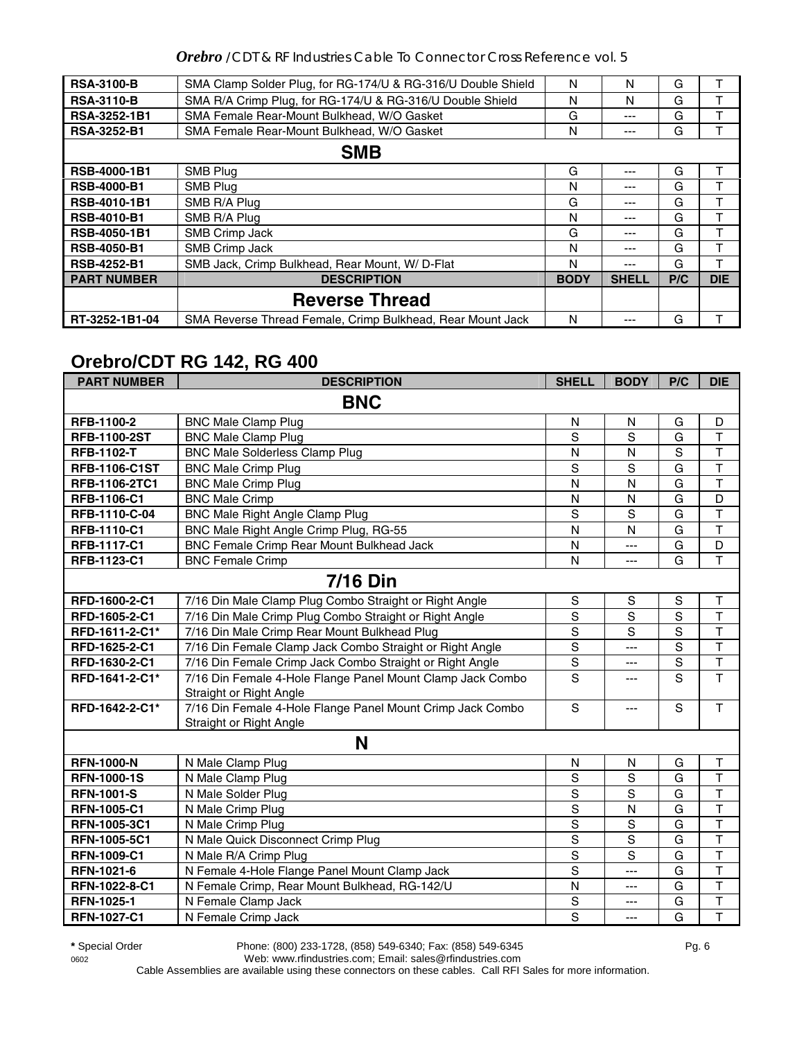| | | | | | |
|---|---|---|---|---|---|
| **RSA-3100-B** | SMA Clamp Solder Plug, for RG-174/U & RG-316/U Double Shield | N | N | G | T |
| **RSA-3110-B** | SMA R/A Crimp Plug, for RG-174/U & RG-316/U Double Shield | N | N | G | T |
| **RSA-3252-1B1** | SMA Female Rear-Mount Bulkhead, W/O Gasket | G | --- | G | T |
| **RSA-3252-B1** | SMA Female Rear-Mount Bulkhead, W/O Gasket | N | --- | G | T |
| | **SMB** | | | | |
| **RSB-4000-1B1** | SMB Plug | G | --- | G | T |
| **RSB-4000-B1** | SMB Plug | N | --- | G | T |
| **RSB-4010-1B1** | SMB R/A Plug | G | --- | G | T |
| **RSB-4010-B1** | SMB R/A Plug | N | --- | G | T |
| **RSB-4050-1B1** | SMB Crimp Jack | G | --- | G | T |
| **RSB-4050-B1** | SMB Crimp Jack | N | --- | G | T |
| **RSB-4252-B1** | SMB Jack, Crimp Bulkhead, Rear Mount, W/ D-Flat | N | --- | G | T |
| **PART NUMBER** | **DESCRIPTION** | **BODY** | **SHELL** | **P/C** | **DIE** |
| | **Reverse Thread** | | | | |
| **RT-3252-1B1-04** | SMA Reverse Thread Female, Crimp Bulkhead, Rear Mount Jack | N | --- | G | T |

## Orebro/CDT RG 142, RG 400

| PART NUMBER | DESCRIPTION | SHELL | BODY | P/C | DIE |
|---|---|---|---|---|---|
| | **BNC** | | | | |
| **RFB-1100-2** | BNC Male Clamp Plug | N | N | G | D |
| **RFB-1100-2ST** | BNC Male Clamp Plug | S | S | G | T |
| **RFB-1102-T** | BNC Male Solderless Clamp Plug | N | N | S | T |
| **RFB-1106-C1ST** | BNC Male Crimp Plug | S | S | G | T |
| **RFB-1106-2TC1** | BNC Male Crimp Plug | N | N | G | T |
| **RFB-1106-C1** | BNC Male Crimp | N | N | G | D |
| **RFB-1110-C-04** | BNC Male Right Angle Clamp Plug | S | S | G | T |
| **RFB-1110-C1** | BNC Male Right Angle Crimp Plug, RG-55 | N | N | G | T |
| **RFB-1117-C1** | BNC Female Crimp Rear Mount Bulkhead Jack | N | --- | G | D |
| **RFB-1123-C1** | BNC Female Crimp | N | --- | G | T |
| | **7/16 Din** | | | | |
| **RFD-1600-2-C1** | 7/16 Din Male Clamp Plug Combo Straight or Right Angle | S | S | S | T |
| **RFD-1605-2-C1** | 7/16 Din Male Crimp Plug Combo Straight or Right Angle | S | S | S | T |
| **RFD-1611-2-C1*** | 7/16 Din Male Crimp Rear Mount Bulkhead Plug | S | S | S | T |
| **RFD-1625-2-C1** | 7/16 Din Female Clamp Jack Combo Straight or Right Angle | S | --- | S | T |
| **RFD-1630-2-C1** | 7/16 Din Female Crimp Jack Combo Straight or Right Angle | S | --- | S | T |
| **RFD-1641-2-C1*** | 7/16 Din Female 4-Hole Flange Panel Mount Clamp Jack Combo Straight or Right Angle | S | --- | S | T |
| **RFD-1642-2-C1*** | 7/16 Din Female 4-Hole Flange Panel Mount Crimp Jack Combo Straight or Right Angle | S | --- | S | T |
| | **N** | | | | |
| **RFN-1000-N** | N Male Clamp Plug | N | N | G | T |
| **RFN-1000-1S** | N Male Clamp Plug | S | S | G | T |
| **RFN-1001-S** | N Male Solder Plug | S | S | G | T |
| **RFN-1005-C1** | N Male Crimp Plug | S | N | G | T |
| **RFN-1005-3C1** | N Male Crimp Plug | S | S | G | T |
| **RFN-1005-5C1** | N Male Quick Disconnect Crimp Plug | S | S | G | T |
| **RFN-1009-C1** | N Male R/A Crimp Plug | S | S | G | T |
| **RFN-1021-6** | N Female 4-Hole Flange Panel Mount Clamp Jack | S | --- | G | T |
| **RFN-1022-8-C1** | N Female Crimp, Rear Mount Bulkhead, RG-142/U | N | --- | G | T |
| **RFN-1025-1** | N Female Clamp Jack | S | --- | G | T |
| **RFN-1027-C1** | N Female Crimp Jack | S | --- | G | T |

**\*** Special Order

Phone: (800) 233-1728, (858) 549-6340; Fax: (858) 549-6345
Web: www.rfindustries.com; Email: sales@rfindustries.com

Cable Assemblies are available using these connectors on these cables. Call RFI Sales for more information.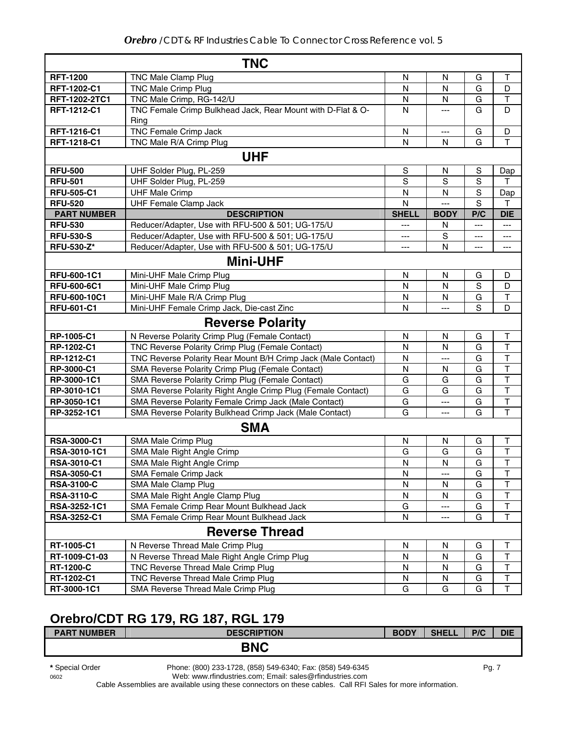| TNC | | | | | |
|---|---|---|---|---|---|
| **RFT-1200** | TNC Male Clamp Plug | N | N | G | T |
| **RFT-1202-C1** | TNC Male Crimp Plug | N | N | G | D |
| **RFT-1202-2TC1** | TNC Male Crimp, RG-142/U | N | N | G | T |
| **RFT-1212-C1** | TNC Female Crimp Bulkhead Jack, Rear Mount with D-Flat & O-Ring | N | --- | G | D |
| **RFT-1216-C1** | TNC Female Crimp Jack | N | --- | G | D |
| **RFT-1218-C1** | TNC Male R/A Crimp Plug | N | N | G | T |
| **UHF** | | | | | |
| **RFU-500** | UHF Solder Plug, PL-259 | S | N | S | Dap |
| **RFU-501** | UHF Solder Plug, PL-259 | S | S | S | T |
| **RFU-505-C1** | UHF Male Crimp | N | N | S | Dap |
| **RFU-520** | UHF Female Clamp Jack | N | --- | S | T |
| **PART NUMBER** | **DESCRIPTION** | **SHELL** | **BODY** | **P/C** | **DIE** |
| **RFU-530** | Reducer/Adapter, Use with RFU-500 & 501; UG-175/U | --- | N | --- | --- |
| **RFU-530-S** | Reducer/Adapter, Use with RFU-500 & 501; UG-175/U | --- | S | --- | --- |
| **RFU-530-Z*** | Reducer/Adapter, Use with RFU-500 & 501; UG-175/U | --- | N | --- | --- |
| **Mini-UHF** | | | | | |
| **RFU-600-1C1** | Mini-UHF Male Crimp Plug | N | N | G | D |
| **RFU-600-6C1** | Mini-UHF Male Crimp Plug | N | N | S | D |
| **RFU-600-10C1** | Mini-UHF Male R/A Crimp Plug | N | N | G | T |
| **RFU-601-C1** | Mini-UHF Female Crimp Jack, Die-cast Zinc | N | --- | S | D |
| **Reverse Polarity** | | | | | |
| **RP-1005-C1** | N Reverse Polarity Crimp Plug (Female Contact) | N | N | G | T |
| **RP-1202-C1** | TNC Reverse Polarity Crimp Plug (Female Contact) | N | N | G | T |
| **RP-1212-C1** | TNC Reverse Polarity Rear Mount B/H Crimp Jack (Male Contact) | N | --- | G | T |
| **RP-3000-C1** | SMA Reverse Polarity Crimp Plug (Female Contact) | N | N | G | T |
| **RP-3000-1C1** | SMA Reverse Polarity Crimp Plug (Female Contact) | G | G | G | T |
| **RP-3010-1C1** | SMA Reverse Polarity Right Angle Crimp Plug (Female Contact) | G | G | G | T |
| **RP-3050-1C1** | SMA Reverse Polarity Female Crimp Jack (Male Contact) | G | --- | G | T |
| **RP-3252-1C1** | SMA Reverse Polarity Bulkhead Crimp Jack (Male Contact) | G | --- | G | T |
| **SMA** | | | | | |
| **RSA-3000-C1** | SMA Male Crimp Plug | N | N | G | T |
| **RSA-3010-1C1** | SMA Male Right Angle Crimp | G | G | G | T |
| **RSA-3010-C1** | SMA Male Right Angle Crimp | N | N | G | T |
| **RSA-3050-C1** | SMA Female Crimp Jack | N | --- | G | T |
| **RSA-3100-C** | SMA Male Clamp Plug | N | N | G | T |
| **RSA-3110-C** | SMA Male Right Angle Clamp Plug | N | N | G | T |
| **RSA-3252-1C1** | SMA Female Crimp Rear Mount Bulkhead Jack | G | --- | G | T |
| **RSA-3252-C1** | SMA Female Crimp Rear Mount Bulkhead Jack | N | --- | G | T |
| **Reverse Thread** | | | | | |
| **RT-1005-C1** | N Reverse Thread Male Crimp Plug | N | N | G | T |
| **RT-1009-C1-03** | N Reverse Thread Male Right Angle Crimp Plug | N | N | G | T |
| **RT-1200-C** | TNC Reverse Thread Male Crimp Plug | N | N | G | T |
| **RT-1202-C1** | TNC Reverse Thread Male Crimp Plug | N | N | G | T |
| **RT-3000-1C1** | SMA Reverse Thread Male Crimp Plug | G | G | G | T |

## Orebro/CDT RG 179, RG 187, RGL 179

| PART NUMBER | DESCRIPTION | BODY | SHELL | P/C | DIE |
|---|---|---|---|---|---|
| **BNC** | | | | | |

**\*** Special Order

Phone: (800) 233-1728, (858) 549-6340; Fax: (858) 549-6345

Web: www.rfindustries.com; Email: sales@rfindustries.com

Cable Assemblies are available using these connectors on these cables. Call RFI Sales for more information.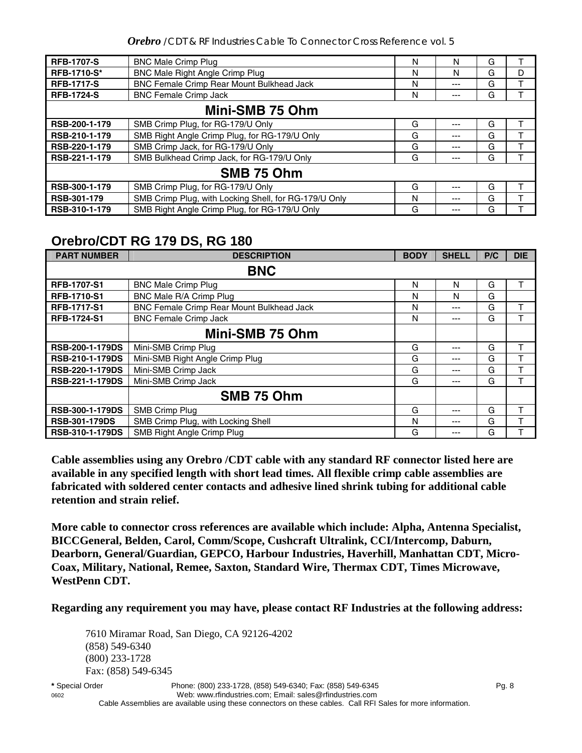| | | | | | |
|---|---|---|---|---|---|
| **RFB-1707-S** | BNC Male Crimp Plug | N | N | G | T |
| **RFB-1710-S*** | BNC Male Right Angle Crimp Plug | N | N | G | D |
| **RFB-1717-S** | BNC Female Crimp Rear Mount Bulkhead Jack | N | --- | G | T |
| **RFB-1724-S** | BNC Female Crimp Jack | N | --- | G | T |
| | **Mini-SMB 75 Ohm** | | | | |
| **RSB-200-1-179** | SMB Crimp Plug, for RG-179/U Only | G | --- | G | T |
| **RSB-210-1-179** | SMB Right Angle Crimp Plug, for RG-179/U Only | G | --- | G | T |
| **RSB-220-1-179** | SMB Crimp Jack, for RG-179/U Only | G | --- | G | T |
| **RSB-221-1-179** | SMB Bulkhead Crimp Jack, for RG-179/U Only | G | --- | G | T |
| | **SMB 75 Ohm** | | | | |
| **RSB-300-1-179** | SMB Crimp Plug, for RG-179/U Only | G | --- | G | T |
| **RSB-301-179** | SMB Crimp Plug, with Locking Shell, for RG-179/U Only | N | --- | G | T |
| **RSB-310-1-179** | SMB Right Angle Crimp Plug, for RG-179/U Only | G | --- | G | T |

## Orebro/CDT RG 179 DS, RG 180

| PART NUMBER | DESCRIPTION | BODY | SHELL | P/C | DIE |
|---|---|---|---|---|---|
| | **BNC** | | | | |
| **RFB-1707-S1** | BNC Male Crimp Plug | N | N | G | T |
| **RFB-1710-S1** | BNC Male R/A Crimp Plug | N | N | G | |
| **RFB-1717-S1** | BNC Female Crimp Rear Mount Bulkhead Jack | N | --- | G | T |
| **RFB-1724-S1** | BNC Female Crimp Jack | N | --- | G | T |
| | **Mini-SMB 75 Ohm** | | | | |
| **RSB-200-1-179DS** | Mini-SMB Crimp Plug | G | --- | G | T |
| **RSB-210-1-179DS** | Mini-SMB Right Angle Crimp Plug | G | --- | G | T |
| **RSB-220-1-179DS** | Mini-SMB Crimp Jack | G | --- | G | T |
| **RSB-221-1-179DS** | Mini-SMB Crimp Jack | G | --- | G | T |
| | **SMB 75 Ohm** | | | | |
| **RSB-300-1-179DS** | SMB Crimp Plug | G | --- | G | T |
| **RSB-301-179DS** | SMB Crimp Plug, with Locking Shell | N | --- | G | T |
| **RSB-310-1-179DS** | SMB Right Angle Crimp Plug | G | --- | G | T |

**Cable assemblies using any Orebro /CDT cable with any standard RF connector listed here are available in any specified length with short lead times. All flexible crimp cable assemblies are fabricated with soldered center contacts and adhesive lined shrink tubing for additional cable retention and strain relief.**

**More cable to connector cross references are available which include: Alpha, Antenna Specialist, BICCGeneral, Belden, Carol, Comm/Scope, Cushcraft Ultralink, CCI/Intercomp, Daburn, Dearborn, General/Guardian, GEPCO, Harbour Industries, Haverhill, Manhattan CDT, Micro-Coax, Military, National, Remee, Saxton, Standard Wire, Thermax CDT, Times Microwave, WestPenn CDT.**

**Regarding any requirement you may have, please contact RF Industries at the following address:**

7610 Miramar Road, San Diego, CA 92126-4202
(858) 549-6340
(800) 233-1728
Fax: (858) 549-6345

**\*** Special Order

Cable Assemblies are available using these connectors on these cables. Call RFI Sales for more information.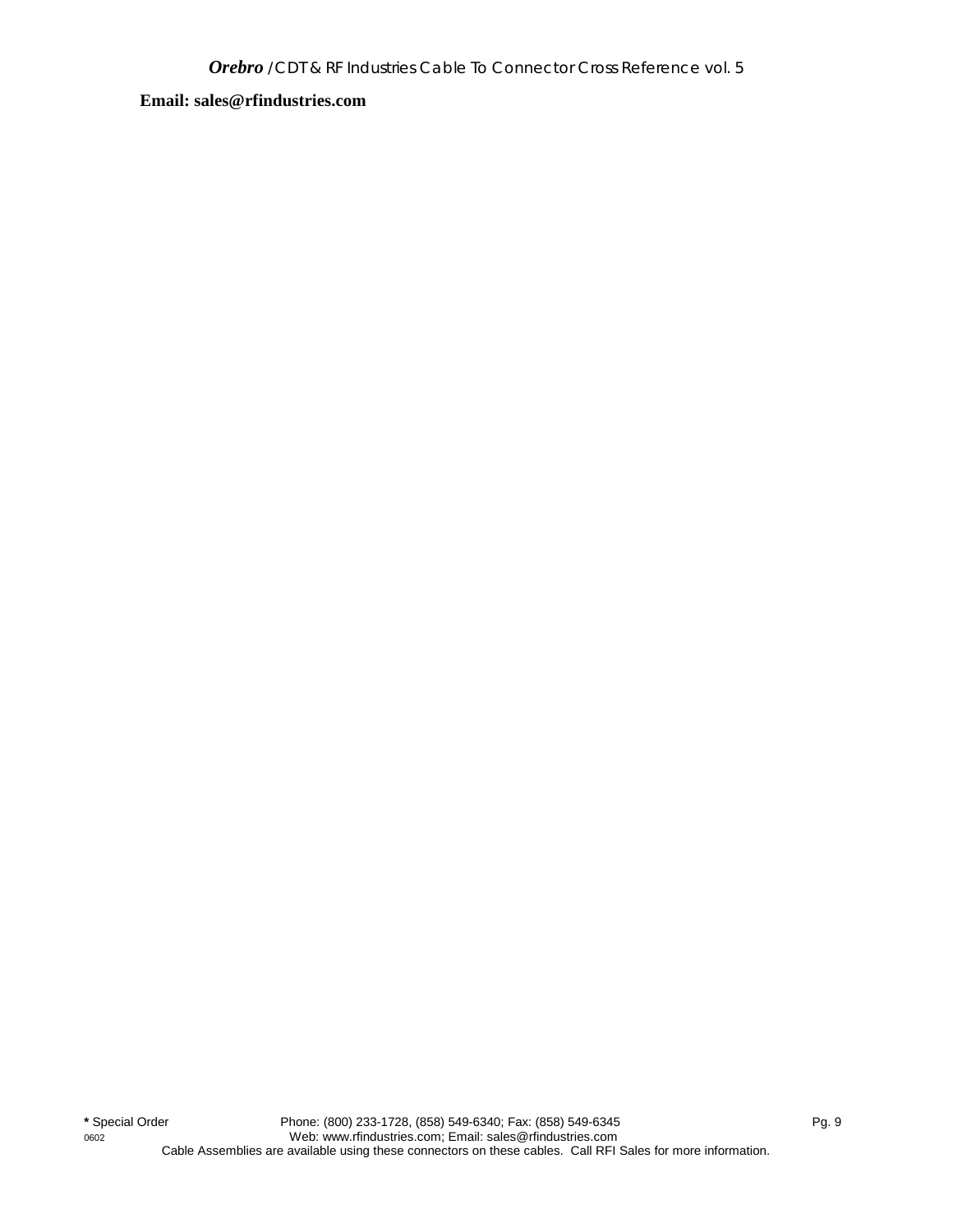**Email: sales@rfindustries.com**